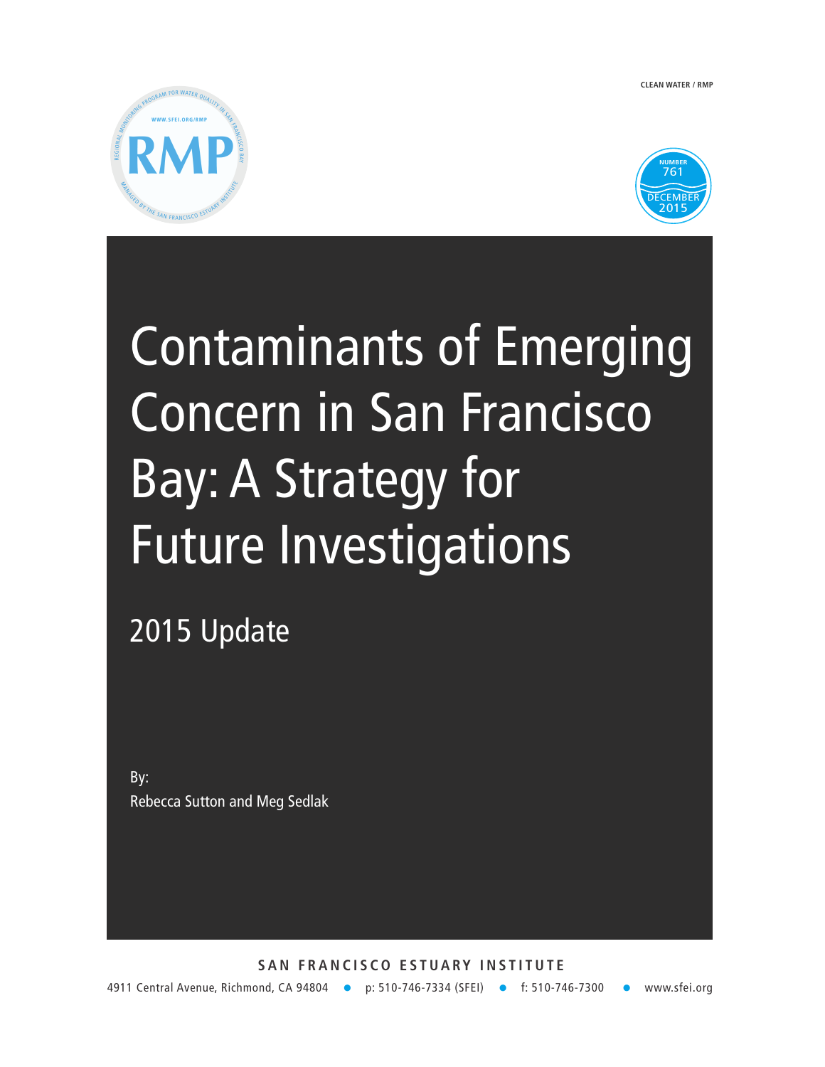CLEAN WATER / RMP

RMP

REGIONAL MONITORING PROGRAM FOR WATER QUALITY IN SAN FRANCISCO BAY

WWW.SFEI.ORG/RMP

MANAGED BY THE SAN FRANCISCO ESTUARY INSTITUTE

NUMBER 761

DECEMBER 2015

# Contaminants of Emerging Concern in San Francisco Bay: A Strategy for Future Investigations

## 2015 Update

By:
Rebecca Sutton and Meg Sedlak

SAN FRANCISCO ESTUARY INSTITUTE

4911 Central Avenue, Richmond, CA 94804 • p: 510-746-7334 (SFEI) • f: 510-746-7300 • www.sfei.org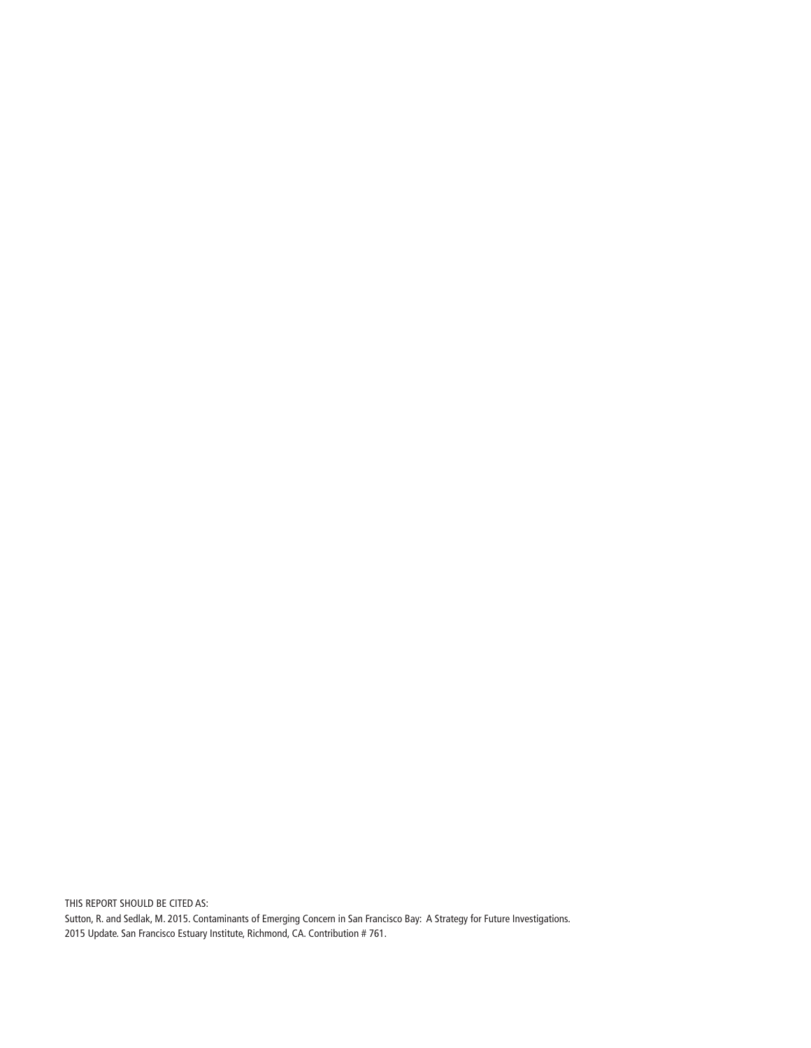THIS REPORT SHOULD BE CITED AS:

Sutton, R. and Sedlak, M. 2015. Contaminants of Emerging Concern in San Francisco Bay: A Strategy for Future Investigations. 2015 Update. San Francisco Estuary Institute, Richmond, CA. Contribution # 761.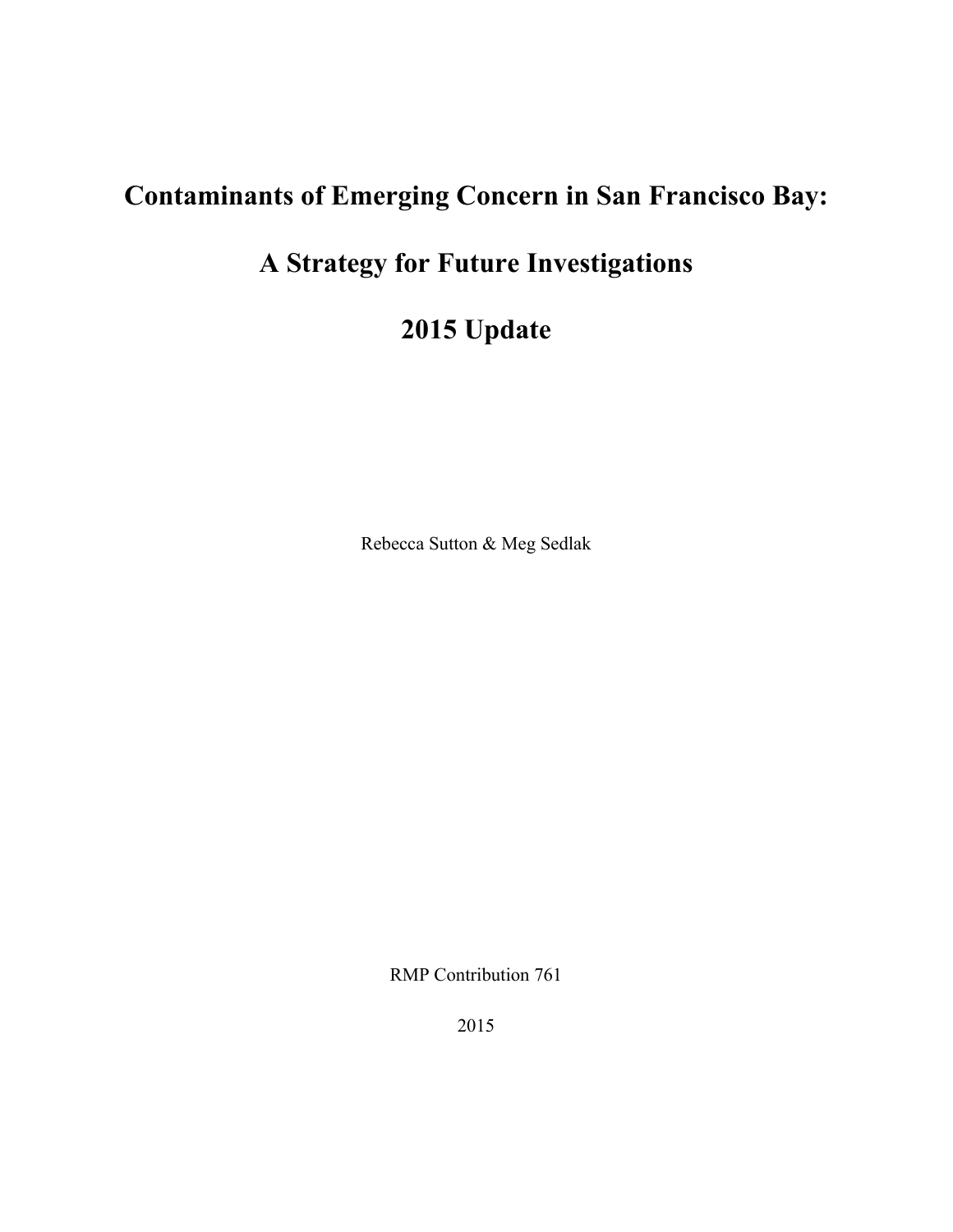# Contaminants of Emerging Concern in San Francisco Bay:

# A Strategy for Future Investigations

# 2015 Update

Rebecca Sutton & Meg Sedlak

RMP Contribution 761

2015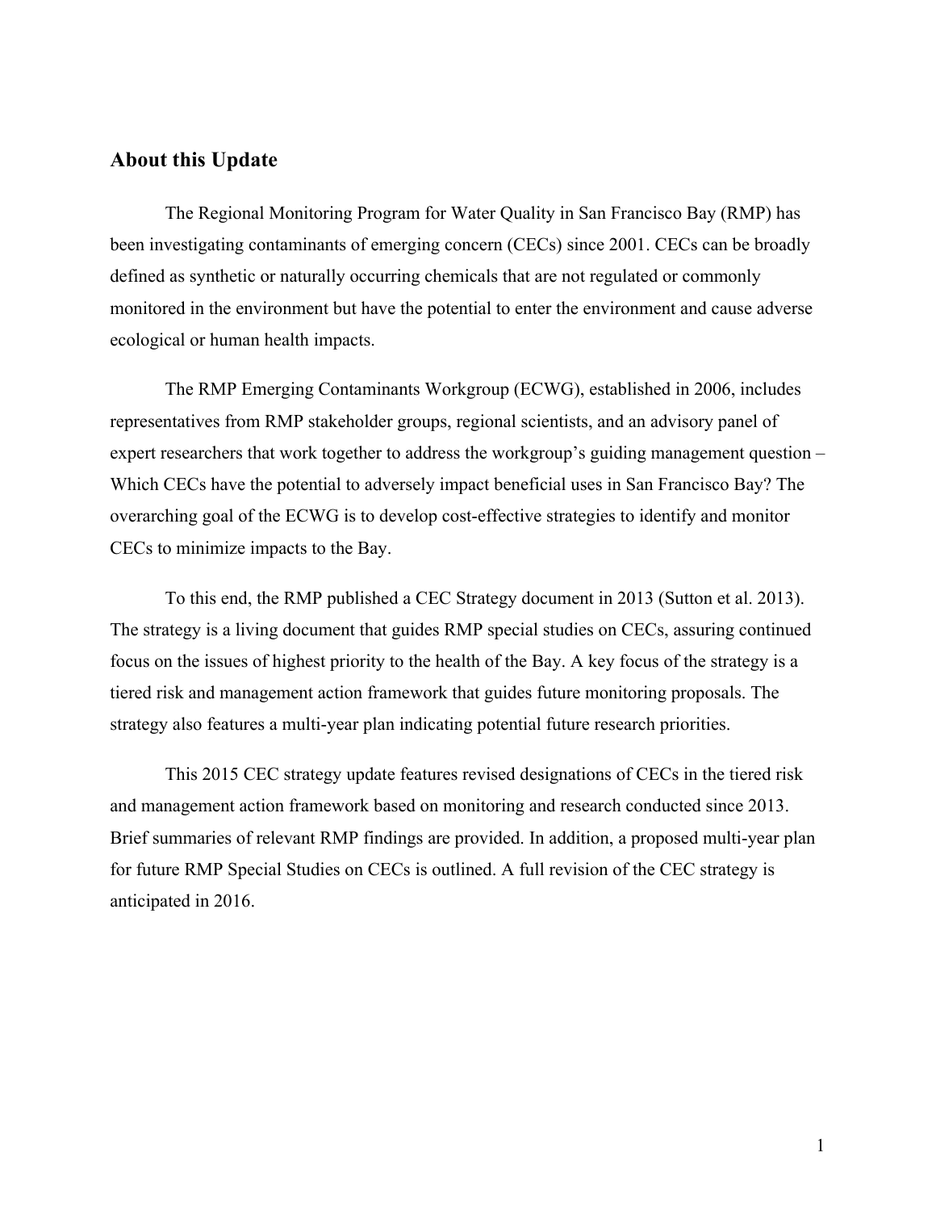## About this Update

The Regional Monitoring Program for Water Quality in San Francisco Bay (RMP) has been investigating contaminants of emerging concern (CECs) since 2001. CECs can be broadly defined as synthetic or naturally occurring chemicals that are not regulated or commonly monitored in the environment but have the potential to enter the environment and cause adverse ecological or human health impacts.

The RMP Emerging Contaminants Workgroup (ECWG), established in 2006, includes representatives from RMP stakeholder groups, regional scientists, and an advisory panel of expert researchers that work together to address the workgroup's guiding management question – Which CECs have the potential to adversely impact beneficial uses in San Francisco Bay? The overarching goal of the ECWG is to develop cost-effective strategies to identify and monitor CECs to minimize impacts to the Bay.

To this end, the RMP published a CEC Strategy document in 2013 (Sutton et al. 2013). The strategy is a living document that guides RMP special studies on CECs, assuring continued focus on the issues of highest priority to the health of the Bay. A key focus of the strategy is a tiered risk and management action framework that guides future monitoring proposals. The strategy also features a multi-year plan indicating potential future research priorities.

This 2015 CEC strategy update features revised designations of CECs in the tiered risk and management action framework based on monitoring and research conducted since 2013. Brief summaries of relevant RMP findings are provided. In addition, a proposed multi-year plan for future RMP Special Studies on CECs is outlined. A full revision of the CEC strategy is anticipated in 2016.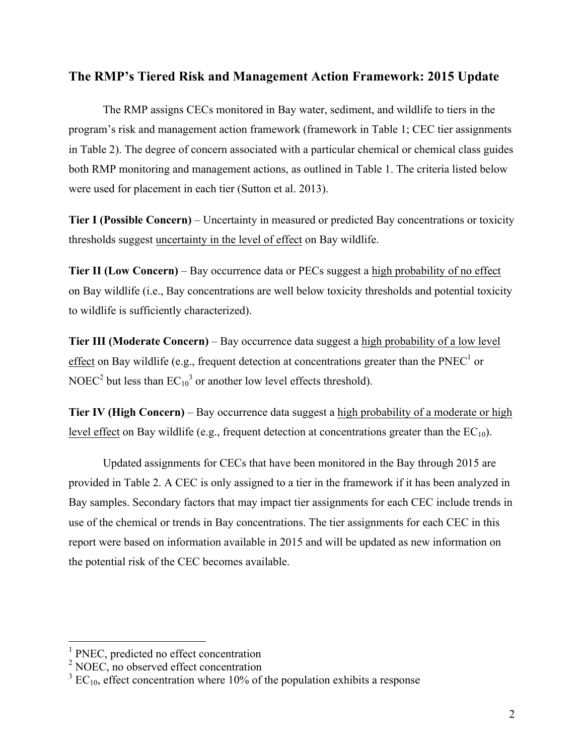## The RMP's Tiered Risk and Management Action Framework: 2015 Update

The RMP assigns CECs monitored in Bay water, sediment, and wildlife to tiers in the program's risk and management action framework (framework in Table 1; CEC tier assignments in Table 2). The degree of concern associated with a particular chemical or chemical class guides both RMP monitoring and management actions, as outlined in Table 1. The criteria listed below were used for placement in each tier (Sutton et al. 2013).

**Tier I (Possible Concern)** – Uncertainty in measured or predicted Bay concentrations or toxicity thresholds suggest uncertainty in the level of effect on Bay wildlife.

**Tier II (Low Concern)** – Bay occurrence data or PECs suggest a high probability of no effect on Bay wildlife (i.e., Bay concentrations are well below toxicity thresholds and potential toxicity to wildlife is sufficiently characterized).

**Tier III (Moderate Concern)** – Bay occurrence data suggest a high probability of a low level effect on Bay wildlife (e.g., frequent detection at concentrations greater than the PNEC[1] or NOEC[2] but less than $EC_{10}$[3] or another low level effects threshold).

**Tier IV (High Concern)** – Bay occurrence data suggest a high probability of a moderate or high level effect on Bay wildlife (e.g., frequent detection at concentrations greater than the $EC_{10}$).

Updated assignments for CECs that have been monitored in the Bay through 2015 are provided in Table 2. A CEC is only assigned to a tier in the framework if it has been analyzed in Bay samples. Secondary factors that may impact tier assignments for each CEC include trends in use of the chemical or trends in Bay concentrations. The tier assignments for each CEC in this report were based on information available in 2015 and will be updated as new information on the potential risk of the CEC becomes available.

---

[1] PNEC, predicted no effect concentration
[2] NOEC, no observed effect concentration
[3] $EC_{10}$, effect concentration where 10% of the population exhibits a response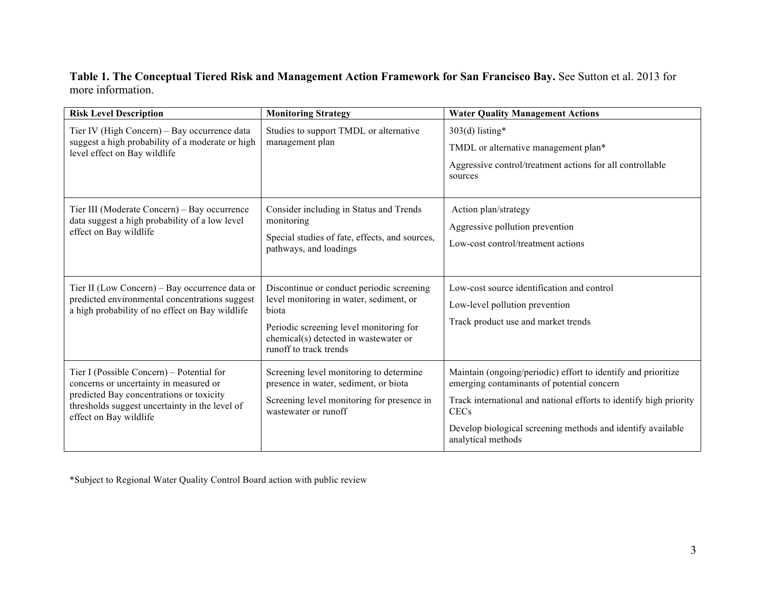**Table 1. The Conceptual Tiered Risk and Management Action Framework for San Francisco Bay.** See Sutton et al. 2013 for more information.

| **Risk Level Description** | **Monitoring Strategy** | **Water Quality Management Actions** |
| --- | --- | --- |
| Tier IV (High Concern) – Bay occurrence data suggest a high probability of a moderate or high level effect on Bay wildlife | Studies to support TMDL or alternative management plan | 303(d) listing*<br>TMDL or alternative management plan*<br>Aggressive control/treatment actions for all controllable sources |
| Tier III (Moderate Concern) – Bay occurrence data suggest a high probability of a low level effect on Bay wildlife | Consider including in Status and Trends monitoring<br>Special studies of fate, effects, and sources, pathways, and loadings | Action plan/strategy<br>Aggressive pollution prevention<br>Low-cost control/treatment actions |
| Tier II (Low Concern) – Bay occurrence data or predicted environmental concentrations suggest a high probability of no effect on Bay wildlife | Discontinue or conduct periodic screening level monitoring in water, sediment, or biota<br>Periodic screening level monitoring for chemical(s) detected in wastewater or runoff to track trends | Low-cost source identification and control<br>Low-level pollution prevention<br>Track product use and market trends |
| Tier I (Possible Concern) – Potential for concerns or uncertainty in measured or predicted Bay concentrations or toxicity thresholds suggest uncertainty in the level of effect on Bay wildlife | Screening level monitoring to determine presence in water, sediment, or biota<br>Screening level monitoring for presence in wastewater or runoff | Maintain (ongoing/periodic) effort to identify and prioritize emerging contaminants of potential concern<br>Track international and national efforts to identify high priority CECs<br>Develop biological screening methods and identify available analytical methods |

*Subject to Regional Water Quality Control Board action with public review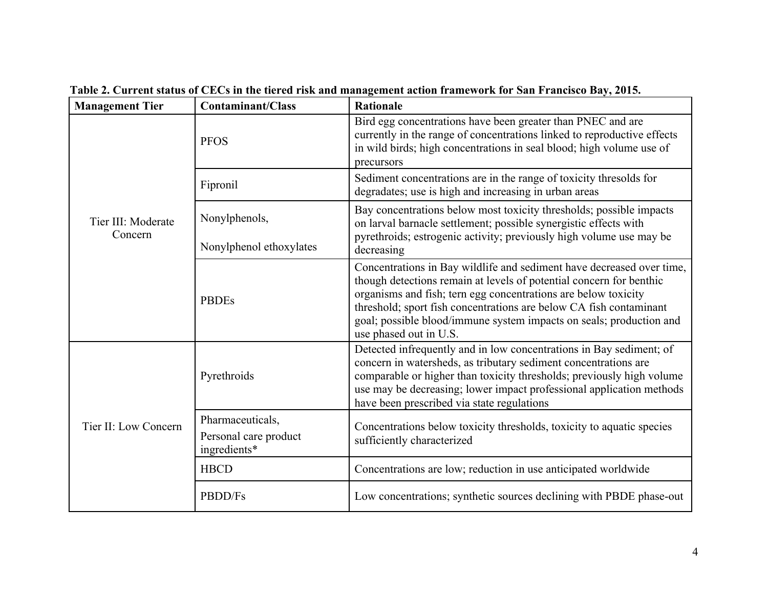**Table 2. Current status of CECs in the tiered risk and management action framework for San Francisco Bay, 2015.**

| Management Tier | Contaminant/Class | Rationale |
|---|---|---|
| Tier III: Moderate Concern | PFOS | Bird egg concentrations have been greater than PNEC and are currently in the range of concentrations linked to reproductive effects in wild birds; high concentrations in seal blood; high volume use of precursors |
| | Fipronil | Sediment concentrations are in the range of toxicity thresolds for degradates; use is high and increasing in urban areas |
| | Nonylphenols, Nonylphenol ethoxylates | Bay concentrations below most toxicity thresholds; possible impacts on larval barnacle settlement; possible synergistic effects with pyrethroids; estrogenic activity; previously high volume use may be decreasing |
| | PBDEs | Concentrations in Bay wildlife and sediment have decreased over time, though detections remain at levels of potential concern for benthic organisms and fish; tern egg concentrations are below toxicity threshold; sport fish concentrations are below CA fish contaminant goal; possible blood/immune system impacts on seals; production and use phased out in U.S. |
| Tier II: Low Concern | Pyrethroids | Detected infrequently and in low concentrations in Bay sediment; of concern in watersheds, as tributary sediment concentrations are comparable or higher than toxicity thresholds; previously high volume use may be decreasing; lower impact professional application methods have been prescribed via state regulations |
| | Pharmaceuticals, Personal care product ingredients* | Concentrations below toxicity thresholds, toxicity to aquatic species sufficiently characterized |
| | HBCD | Concentrations are low; reduction in use anticipated worldwide |
| | PBDD/Fs | Low concentrations; synthetic sources declining with PBDE phase-out |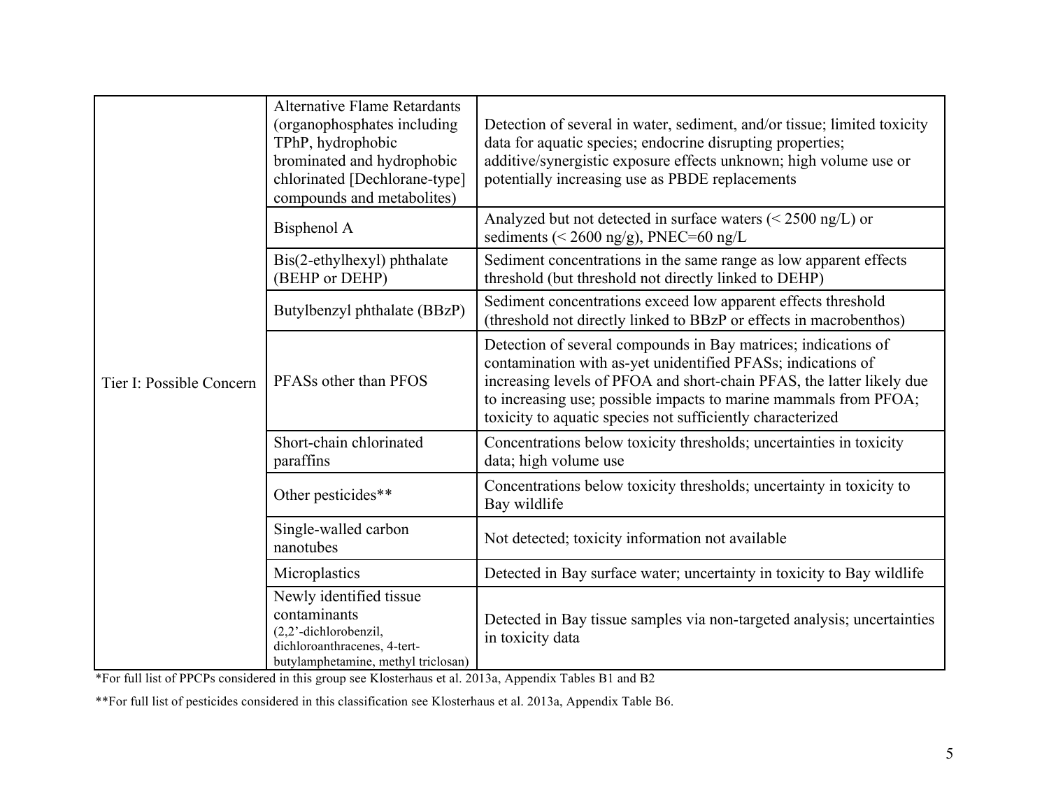| | | |
|---|---|---|
| Tier I: Possible Concern | Alternative Flame Retardants (organophosphates including TPhP, hydrophobic brominated and hydrophobic chlorinated [Dechlorane-type] compounds and metabolites) | Detection of several in water, sediment, and/or tissue; limited toxicity data for aquatic species; endocrine disrupting properties; additive/synergistic exposure effects unknown; high volume use or potentially increasing use as PBDE replacements |
| | Bisphenol A | Analyzed but not detected in surface waters (< 2500 ng/L) or sediments (< 2600 ng/g), PNEC=60 ng/L |
| | Bis(2-ethylhexyl) phthalate (BEHP or DEHP) | Sediment concentrations in the same range as low apparent effects threshold (but threshold not directly linked to DEHP) |
| | Butylbenzyl phthalate (BBzP) | Sediment concentrations exceed low apparent effects threshold (threshold not directly linked to BBzP or effects in macrobenthos) |
| | PFASs other than PFOS | Detection of several compounds in Bay matrices; indications of contamination with as-yet unidentified PFASs; indications of increasing levels of PFOA and short-chain PFAS, the latter likely due to increasing use; possible impacts to marine mammals from PFOA; toxicity to aquatic species not sufficiently characterized |
| | Short-chain chlorinated paraffins | Concentrations below toxicity thresholds; uncertainties in toxicity data; high volume use |
| | Other pesticides** | Concentrations below toxicity thresholds; uncertainty in toxicity to Bay wildlife |
| | Single-walled carbon nanotubes | Not detected; toxicity information not available |
| | Microplastics | Detected in Bay surface water; uncertainty in toxicity to Bay wildlife |
| | Newly identified tissue contaminants (2,2'-dichlorobenzil, dichloroanthracenes, 4-tert-butylamphetamine, methyl triclosan) | Detected in Bay tissue samples via non-targeted analysis; uncertainties in toxicity data |

*For full list of PPCPs considered in this group see Klosterhaus et al. 2013a, Appendix Tables B1 and B2

**For full list of pesticides considered in this classification see Klosterhaus et al. 2013a, Appendix Table B6.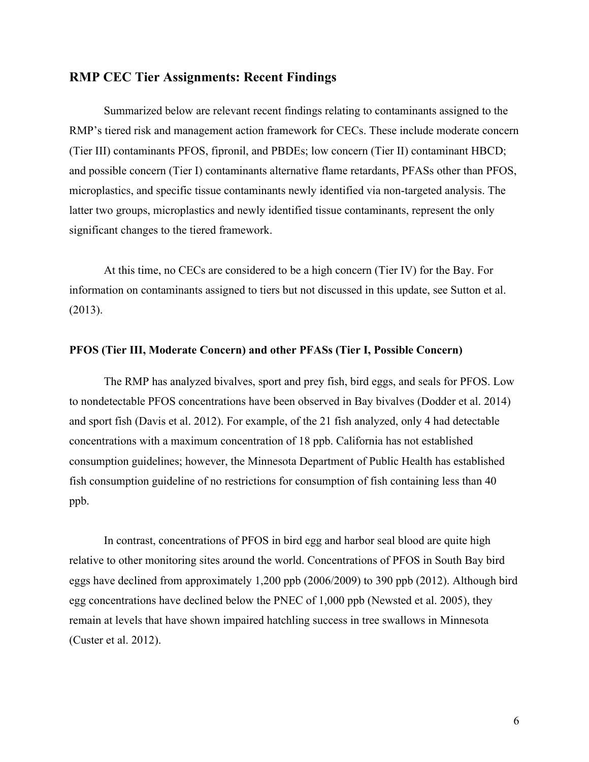## RMP CEC Tier Assignments: Recent Findings

Summarized below are relevant recent findings relating to contaminants assigned to the RMP's tiered risk and management action framework for CECs. These include moderate concern (Tier III) contaminants PFOS, fipronil, and PBDEs; low concern (Tier II) contaminant HBCD; and possible concern (Tier I) contaminants alternative flame retardants, PFASs other than PFOS, microplastics, and specific tissue contaminants newly identified via non-targeted analysis. The latter two groups, microplastics and newly identified tissue contaminants, represent the only significant changes to the tiered framework.

At this time, no CECs are considered to be a high concern (Tier IV) for the Bay. For information on contaminants assigned to tiers but not discussed in this update, see Sutton et al. (2013).

### PFOS (Tier III, Moderate Concern) and other PFASs (Tier I, Possible Concern)

The RMP has analyzed bivalves, sport and prey fish, bird eggs, and seals for PFOS. Low to nondetectable PFOS concentrations have been observed in Bay bivalves (Dodder et al. 2014) and sport fish (Davis et al. 2012). For example, of the 21 fish analyzed, only 4 had detectable concentrations with a maximum concentration of 18 ppb. California has not established consumption guidelines; however, the Minnesota Department of Public Health has established fish consumption guideline of no restrictions for consumption of fish containing less than 40 ppb.

In contrast, concentrations of PFOS in bird egg and harbor seal blood are quite high relative to other monitoring sites around the world. Concentrations of PFOS in South Bay bird eggs have declined from approximately 1,200 ppb (2006/2009) to 390 ppb (2012). Although bird egg concentrations have declined below the PNEC of 1,000 ppb (Newsted et al. 2005), they remain at levels that have shown impaired hatchling success in tree swallows in Minnesota (Custer et al. 2012).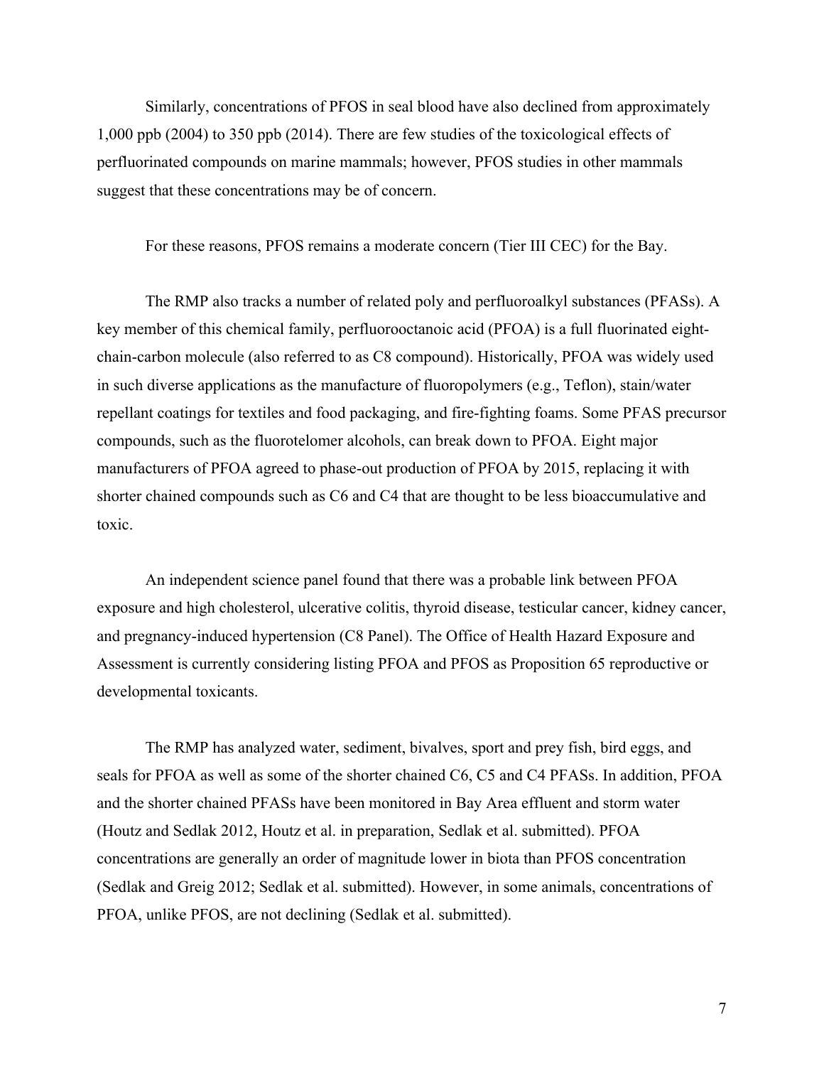Similarly, concentrations of PFOS in seal blood have also declined from approximately 1,000 ppb (2004) to 350 ppb (2014). There are few studies of the toxicological effects of perfluorinated compounds on marine mammals; however, PFOS studies in other mammals suggest that these concentrations may be of concern.

For these reasons, PFOS remains a moderate concern (Tier III CEC) for the Bay.

The RMP also tracks a number of related poly and perfluoroalkyl substances (PFASs). A key member of this chemical family, perfluorooctanoic acid (PFOA) is a full fluorinated eight-chain-carbon molecule (also referred to as C8 compound). Historically, PFOA was widely used in such diverse applications as the manufacture of fluoropolymers (e.g., Teflon), stain/water repellant coatings for textiles and food packaging, and fire-fighting foams. Some PFAS precursor compounds, such as the fluorotelomer alcohols, can break down to PFOA. Eight major manufacturers of PFOA agreed to phase-out production of PFOA by 2015, replacing it with shorter chained compounds such as C6 and C4 that are thought to be less bioaccumulative and toxic.

An independent science panel found that there was a probable link between PFOA exposure and high cholesterol, ulcerative colitis, thyroid disease, testicular cancer, kidney cancer, and pregnancy-induced hypertension (C8 Panel). The Office of Health Hazard Exposure and Assessment is currently considering listing PFOA and PFOS as Proposition 65 reproductive or developmental toxicants.

The RMP has analyzed water, sediment, bivalves, sport and prey fish, bird eggs, and seals for PFOA as well as some of the shorter chained C6, C5 and C4 PFASs. In addition, PFOA and the shorter chained PFASs have been monitored in Bay Area effluent and storm water (Houtz and Sedlak 2012, Houtz et al. in preparation, Sedlak et al. submitted). PFOA concentrations are generally an order of magnitude lower in biota than PFOS concentration (Sedlak and Greig 2012; Sedlak et al. submitted). However, in some animals, concentrations of PFOA, unlike PFOS, are not declining (Sedlak et al. submitted).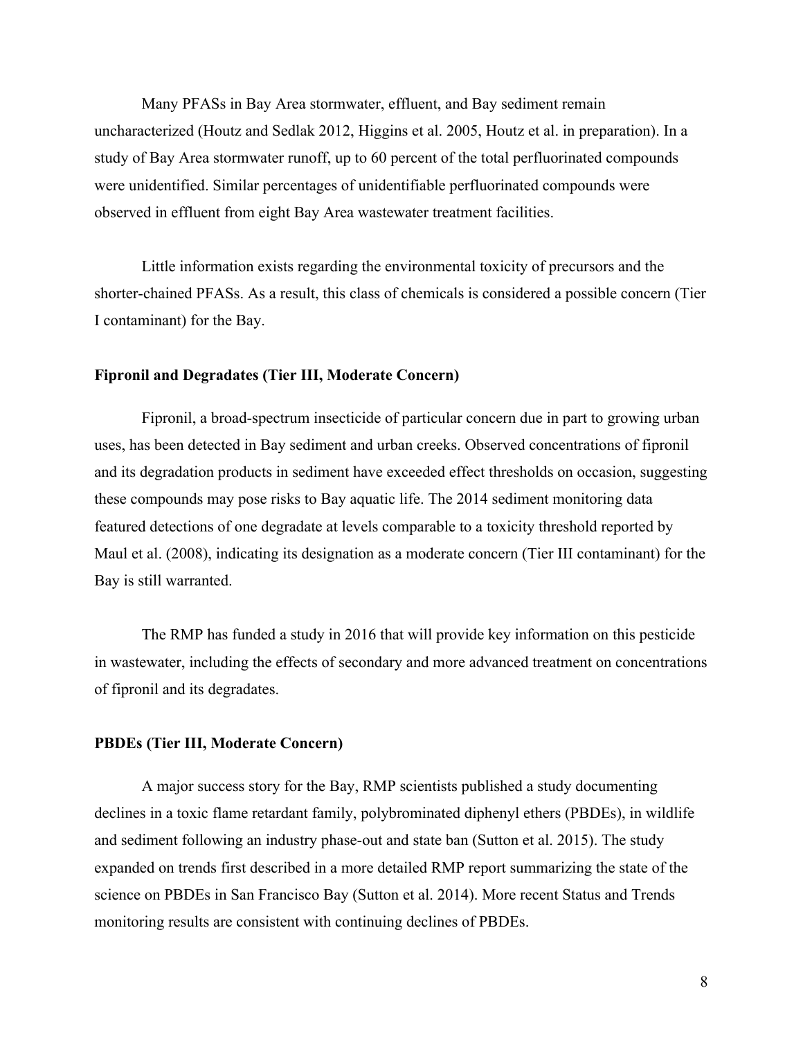Many PFASs in Bay Area stormwater, effluent, and Bay sediment remain uncharacterized (Houtz and Sedlak 2012, Higgins et al. 2005, Houtz et al. in preparation). In a study of Bay Area stormwater runoff, up to 60 percent of the total perfluorinated compounds were unidentified. Similar percentages of unidentifiable perfluorinated compounds were observed in effluent from eight Bay Area wastewater treatment facilities.

Little information exists regarding the environmental toxicity of precursors and the shorter-chained PFASs. As a result, this class of chemicals is considered a possible concern (Tier I contaminant) for the Bay.

**Fipronil and Degradates (Tier III, Moderate Concern)**

Fipronil, a broad-spectrum insecticide of particular concern due in part to growing urban uses, has been detected in Bay sediment and urban creeks. Observed concentrations of fipronil and its degradation products in sediment have exceeded effect thresholds on occasion, suggesting these compounds may pose risks to Bay aquatic life. The 2014 sediment monitoring data featured detections of one degradate at levels comparable to a toxicity threshold reported by Maul et al. (2008), indicating its designation as a moderate concern (Tier III contaminant) for the Bay is still warranted.

The RMP has funded a study in 2016 that will provide key information on this pesticide in wastewater, including the effects of secondary and more advanced treatment on concentrations of fipronil and its degradates.

**PBDEs (Tier III, Moderate Concern)**

A major success story for the Bay, RMP scientists published a study documenting declines in a toxic flame retardant family, polybrominated diphenyl ethers (PBDEs), in wildlife and sediment following an industry phase-out and state ban (Sutton et al. 2015). The study expanded on trends first described in a more detailed RMP report summarizing the state of the science on PBDEs in San Francisco Bay (Sutton et al. 2014). More recent Status and Trends monitoring results are consistent with continuing declines of PBDEs.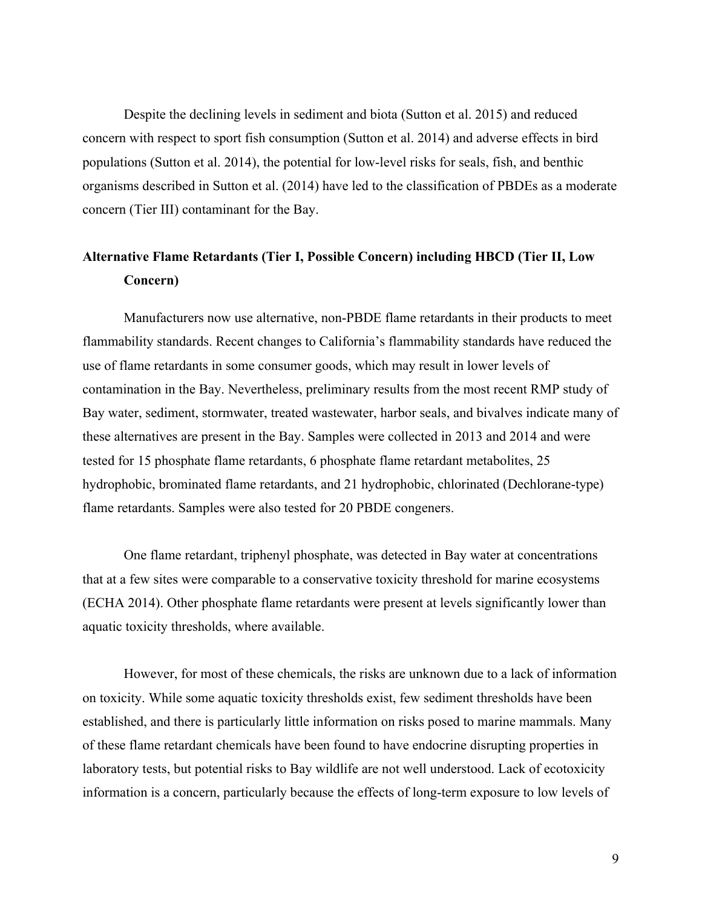Despite the declining levels in sediment and biota (Sutton et al. 2015) and reduced concern with respect to sport fish consumption (Sutton et al. 2014) and adverse effects in bird populations (Sutton et al. 2014), the potential for low-level risks for seals, fish, and benthic organisms described in Sutton et al. (2014) have led to the classification of PBDEs as a moderate concern (Tier III) contaminant for the Bay.

### Alternative Flame Retardants (Tier I, Possible Concern) including HBCD (Tier II, Low Concern)

Manufacturers now use alternative, non-PBDE flame retardants in their products to meet flammability standards. Recent changes to California's flammability standards have reduced the use of flame retardants in some consumer goods, which may result in lower levels of contamination in the Bay. Nevertheless, preliminary results from the most recent RMP study of Bay water, sediment, stormwater, treated wastewater, harbor seals, and bivalves indicate many of these alternatives are present in the Bay. Samples were collected in 2013 and 2014 and were tested for 15 phosphate flame retardants, 6 phosphate flame retardant metabolites, 25 hydrophobic, brominated flame retardants, and 21 hydrophobic, chlorinated (Dechlorane-type) flame retardants. Samples were also tested for 20 PBDE congeners.

One flame retardant, triphenyl phosphate, was detected in Bay water at concentrations that at a few sites were comparable to a conservative toxicity threshold for marine ecosystems (ECHA 2014). Other phosphate flame retardants were present at levels significantly lower than aquatic toxicity thresholds, where available.

However, for most of these chemicals, the risks are unknown due to a lack of information on toxicity. While some aquatic toxicity thresholds exist, few sediment thresholds have been established, and there is particularly little information on risks posed to marine mammals. Many of these flame retardant chemicals have been found to have endocrine disrupting properties in laboratory tests, but potential risks to Bay wildlife are not well understood. Lack of ecotoxicity information is a concern, particularly because the effects of long-term exposure to low levels of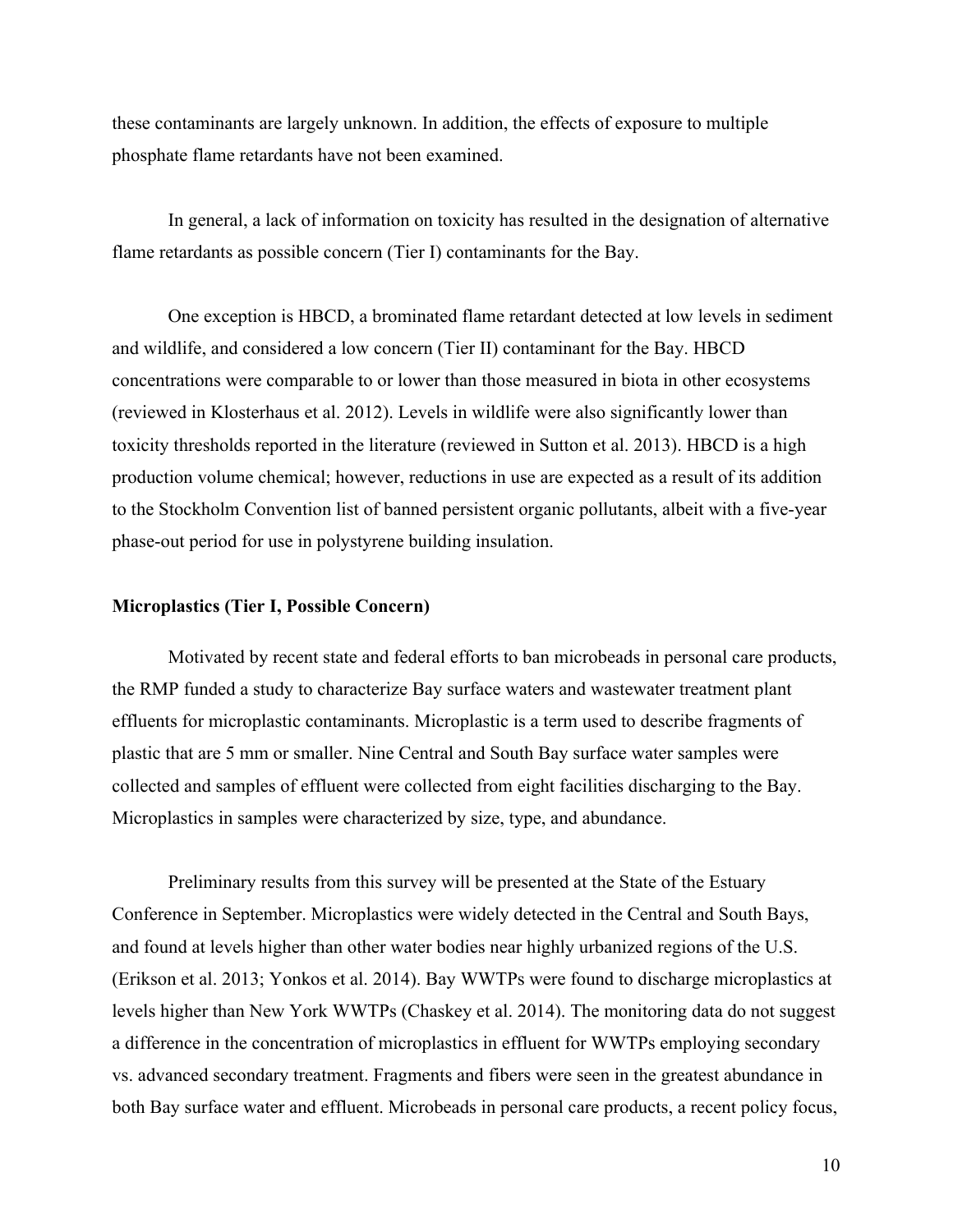these contaminants are largely unknown. In addition, the effects of exposure to multiple phosphate flame retardants have not been examined.

In general, a lack of information on toxicity has resulted in the designation of alternative flame retardants as possible concern (Tier I) contaminants for the Bay.

One exception is HBCD, a brominated flame retardant detected at low levels in sediment and wildlife, and considered a low concern (Tier II) contaminant for the Bay. HBCD concentrations were comparable to or lower than those measured in biota in other ecosystems (reviewed in Klosterhaus et al. 2012). Levels in wildlife were also significantly lower than toxicity thresholds reported in the literature (reviewed in Sutton et al. 2013). HBCD is a high production volume chemical; however, reductions in use are expected as a result of its addition to the Stockholm Convention list of banned persistent organic pollutants, albeit with a five-year phase-out period for use in polystyrene building insulation.

**Microplastics (Tier I, Possible Concern)**

Motivated by recent state and federal efforts to ban microbeads in personal care products, the RMP funded a study to characterize Bay surface waters and wastewater treatment plant effluents for microplastic contaminants. Microplastic is a term used to describe fragments of plastic that are 5 mm or smaller. Nine Central and South Bay surface water samples were collected and samples of effluent were collected from eight facilities discharging to the Bay. Microplastics in samples were characterized by size, type, and abundance.

Preliminary results from this survey will be presented at the State of the Estuary Conference in September. Microplastics were widely detected in the Central and South Bays, and found at levels higher than other water bodies near highly urbanized regions of the U.S. (Erikson et al. 2013; Yonkos et al. 2014). Bay WWTPs were found to discharge microplastics at levels higher than New York WWTPs (Chaskey et al. 2014). The monitoring data do not suggest a difference in the concentration of microplastics in effluent for WWTPs employing secondary vs. advanced secondary treatment. Fragments and fibers were seen in the greatest abundance in both Bay surface water and effluent. Microbeads in personal care products, a recent policy focus,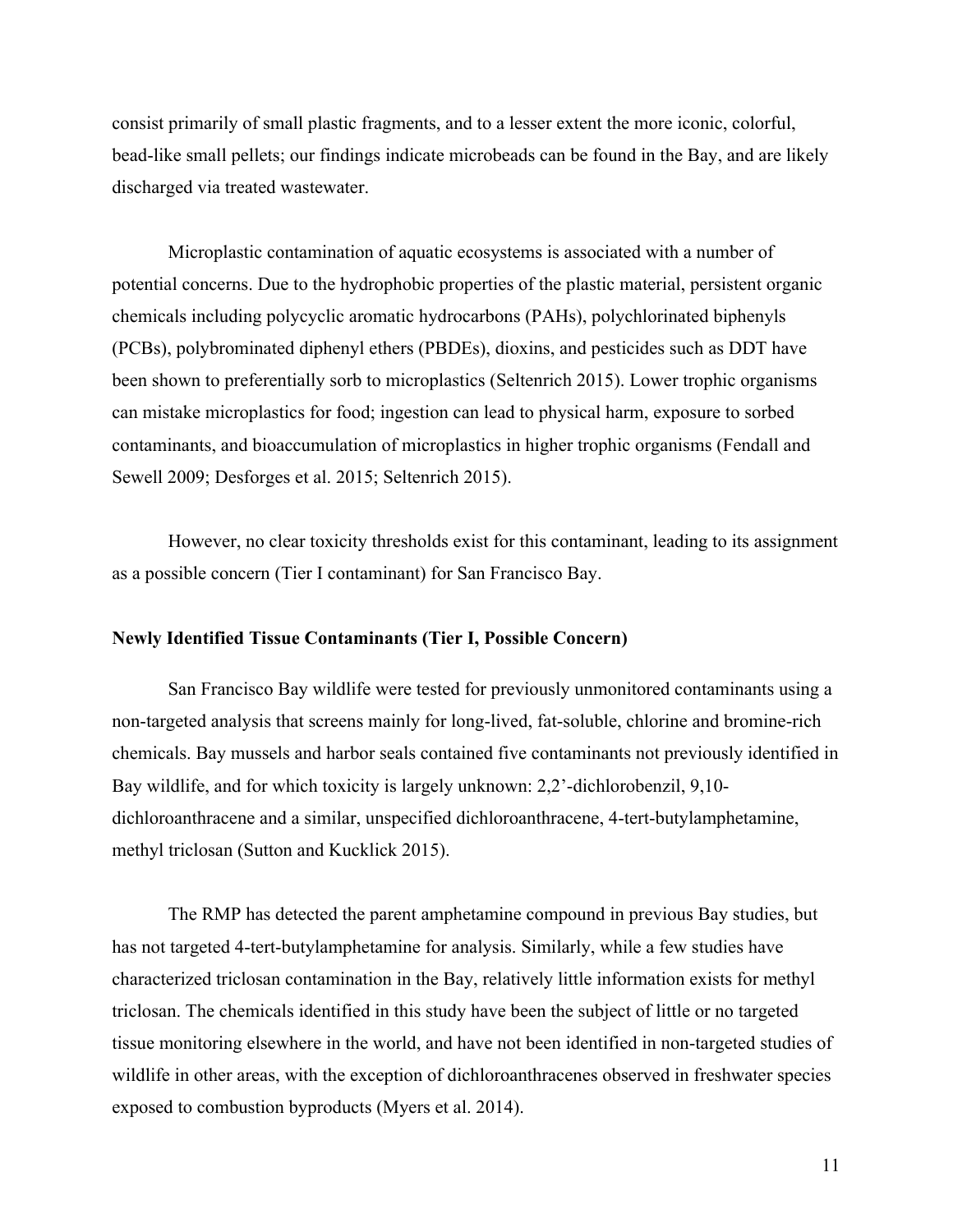consist primarily of small plastic fragments, and to a lesser extent the more iconic, colorful, bead-like small pellets; our findings indicate microbeads can be found in the Bay, and are likely discharged via treated wastewater.

Microplastic contamination of aquatic ecosystems is associated with a number of potential concerns. Due to the hydrophobic properties of the plastic material, persistent organic chemicals including polycyclic aromatic hydrocarbons (PAHs), polychlorinated biphenyls (PCBs), polybrominated diphenyl ethers (PBDEs), dioxins, and pesticides such as DDT have been shown to preferentially sorb to microplastics (Seltenrich 2015). Lower trophic organisms can mistake microplastics for food; ingestion can lead to physical harm, exposure to sorbed contaminants, and bioaccumulation of microplastics in higher trophic organisms (Fendall and Sewell 2009; Desforges et al. 2015; Seltenrich 2015).

However, no clear toxicity thresholds exist for this contaminant, leading to its assignment as a possible concern (Tier I contaminant) for San Francisco Bay.

**Newly Identified Tissue Contaminants (Tier I, Possible Concern)**

San Francisco Bay wildlife were tested for previously unmonitored contaminants using a non-targeted analysis that screens mainly for long-lived, fat-soluble, chlorine and bromine-rich chemicals. Bay mussels and harbor seals contained five contaminants not previously identified in Bay wildlife, and for which toxicity is largely unknown: 2,2'-dichlorobenzil, 9,10-dichloroanthracene and a similar, unspecified dichloroanthracene, 4-tert-butylamphetamine, methyl triclosan (Sutton and Kucklick 2015).

The RMP has detected the parent amphetamine compound in previous Bay studies, but has not targeted 4-tert-butylamphetamine for analysis. Similarly, while a few studies have characterized triclosan contamination in the Bay, relatively little information exists for methyl triclosan. The chemicals identified in this study have been the subject of little or no targeted tissue monitoring elsewhere in the world, and have not been identified in non-targeted studies of wildlife in other areas, with the exception of dichloroanthracenes observed in freshwater species exposed to combustion byproducts (Myers et al. 2014).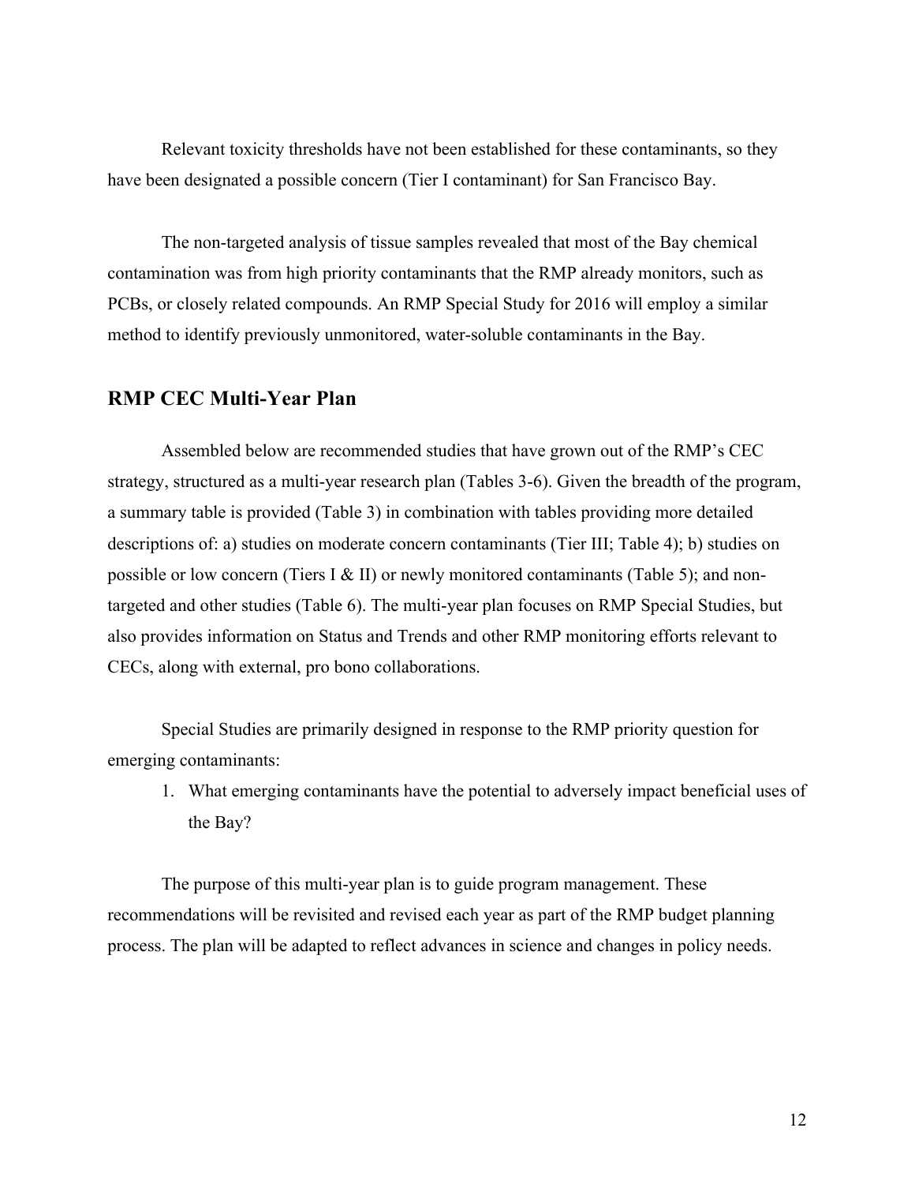Relevant toxicity thresholds have not been established for these contaminants, so they have been designated a possible concern (Tier I contaminant) for San Francisco Bay.

The non-targeted analysis of tissue samples revealed that most of the Bay chemical contamination was from high priority contaminants that the RMP already monitors, such as PCBs, or closely related compounds. An RMP Special Study for 2016 will employ a similar method to identify previously unmonitored, water-soluble contaminants in the Bay.

## RMP CEC Multi-Year Plan

Assembled below are recommended studies that have grown out of the RMP's CEC strategy, structured as a multi-year research plan (Tables 3-6). Given the breadth of the program, a summary table is provided (Table 3) in combination with tables providing more detailed descriptions of: a) studies on moderate concern contaminants (Tier III; Table 4); b) studies on possible or low concern (Tiers I & II) or newly monitored contaminants (Table 5); and non-targeted and other studies (Table 6). The multi-year plan focuses on RMP Special Studies, but also provides information on Status and Trends and other RMP monitoring efforts relevant to CECs, along with external, pro bono collaborations.

Special Studies are primarily designed in response to the RMP priority question for emerging contaminants:

1. What emerging contaminants have the potential to adversely impact beneficial uses of the Bay?

The purpose of this multi-year plan is to guide program management. These recommendations will be revisited and revised each year as part of the RMP budget planning process. The plan will be adapted to reflect advances in science and changes in policy needs.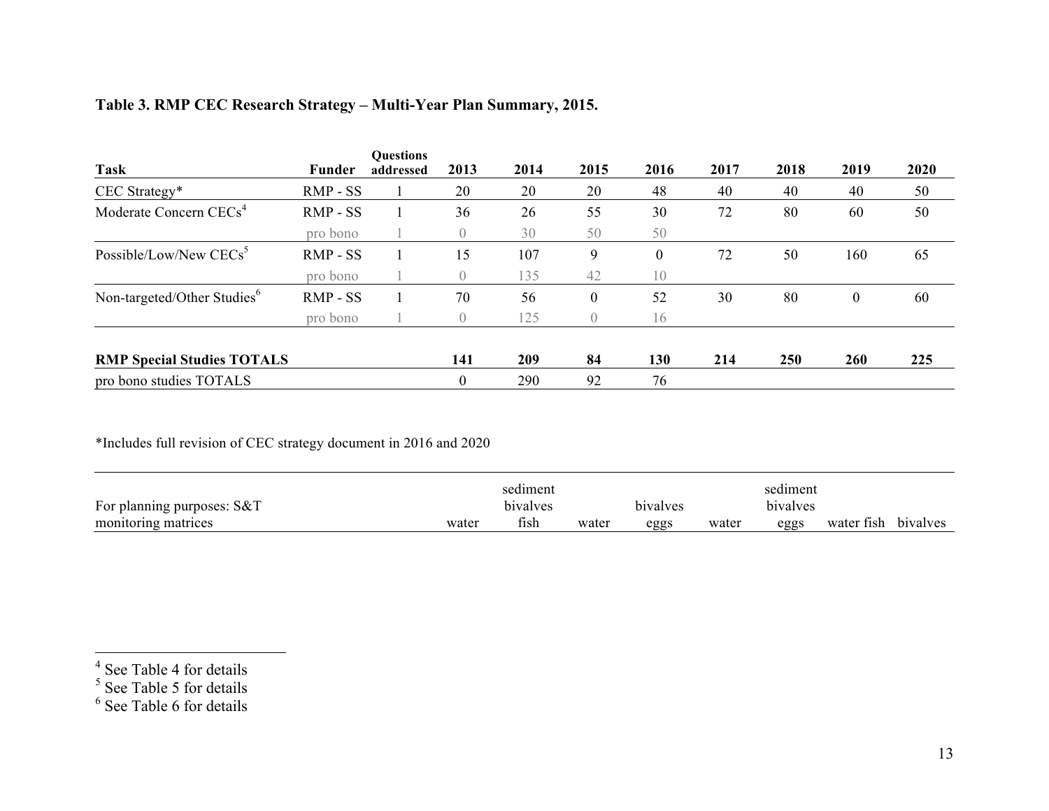**Table 3. RMP CEC Research Strategy – Multi-Year Plan Summary, 2015.**

| Task | Funder | Questions addressed | 2013 | 2014 | 2015 | 2016 | 2017 | 2018 | 2019 | 2020 |
|---|---|---|---|---|---|---|---|---|---|---|
| CEC Strategy* | RMP - SS | 1 | 20 | 20 | 20 | 48 | 40 | 40 | 40 | 50 |
| Moderate Concern CECs[4] | RMP - SS | 1 | 36 | 26 | 55 | 30 | 72 | 80 | 60 | 50 |
| | pro bono | 1 | 0 | 30 | 50 | 50 | | | | |
| Possible/Low/New CECs[5] | RMP - SS | 1 | 15 | 107 | 9 | 0 | 72 | 50 | 160 | 65 |
| | pro bono | 1 | 0 | 135 | 42 | 10 | | | | |
| Non-targeted/Other Studies[6] | RMP - SS | 1 | 70 | 56 | 0 | 52 | 30 | 80 | 0 | 60 |
| | pro bono | 1 | 0 | 125 | 0 | 16 | | | | |
| **RMP Special Studies TOTALS** | | | **141** | **209** | **84** | **130** | **214** | **250** | **260** | **225** |
| pro bono studies TOTALS | | | 0 | 290 | 92 | 76 | | | | |

*Includes full revision of CEC strategy document in 2016 and 2020

| For planning purposes: S&T monitoring matrices | | | water | sediment bivalves fish | water | bivalves eggs | water | sediment bivalves eggs | water fish | bivalves |
|---|---|---|---|---|---|---|---|---|---|---|

[4] See Table 4 for details

[5] See Table 5 for details

[6] See Table 6 for details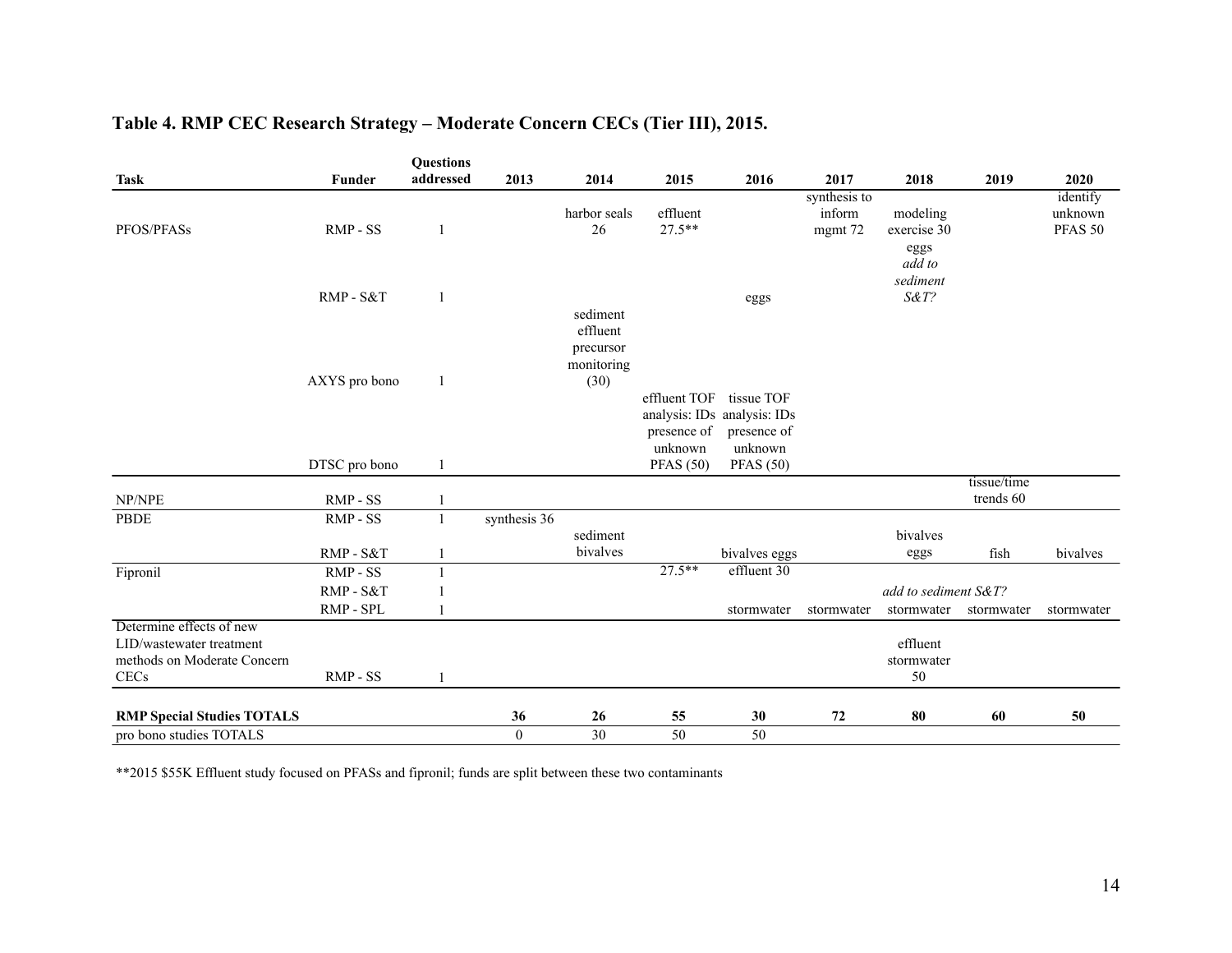**Table 4. RMP CEC Research Strategy – Moderate Concern CECs (Tier III), 2015.**

| Task | Funder | Questions addressed | 2013 | 2014 | 2015 | 2016 | 2017 | 2018 | 2019 | 2020 |
|---|---|---|---|---|---|---|---|---|---|---|
| PFOS/PFASs | RMP - SS | 1 | | harbor seals 26 | effluent 27.5** | | synthesis to inform mgmt 72 | modeling exercise 30 | | identify unknown PFAS 50 |
| | RMP - S&T | 1 | | | | eggs | | eggs *add to sediment S&T?* | | |
| | AXYS pro bono | 1 | | sediment effluent precursor monitoring (30) | | | | | | |
| | DTSC pro bono | 1 | | | effluent TOF analysis: IDs presence of unknown PFAS (50) | tissue TOF analysis: IDs presence of unknown PFAS (50) | | | | |
| NP/NPE | RMP - SS | 1 | | | | | | | tissue/time trends 60 | |
| PBDE | RMP - SS | 1 | synthesis 36 | | | | | | | |
| | RMP - S&T | 1 | | sediment bivalves | | bivalves eggs | | bivalves eggs | fish | bivalves |
| Fipronil | RMP - SS | 1 | | | 27.5** | effluent 30 | | | | |
| | RMP - S&T | 1 | | | | | | *add to sediment S&T?* | | |
| | RMP - SPL | 1 | | | | stormwater | stormwater | stormwater | stormwater | stormwater |
| Determine effects of new LID/wastewater treatment methods on Moderate Concern CECs | RMP - SS | 1 | | | | | | effluent stormwater 50 | | |
| **RMP Special Studies TOTALS** | | | **36** | **26** | **55** | **30** | **72** | **80** | **60** | **50** |
| pro bono studies TOTALS | | | 0 | 30 | 50 | 50 | | | | |

**2015 $55K Effluent study focused on PFASs and fipronil; funds are split between these two contaminants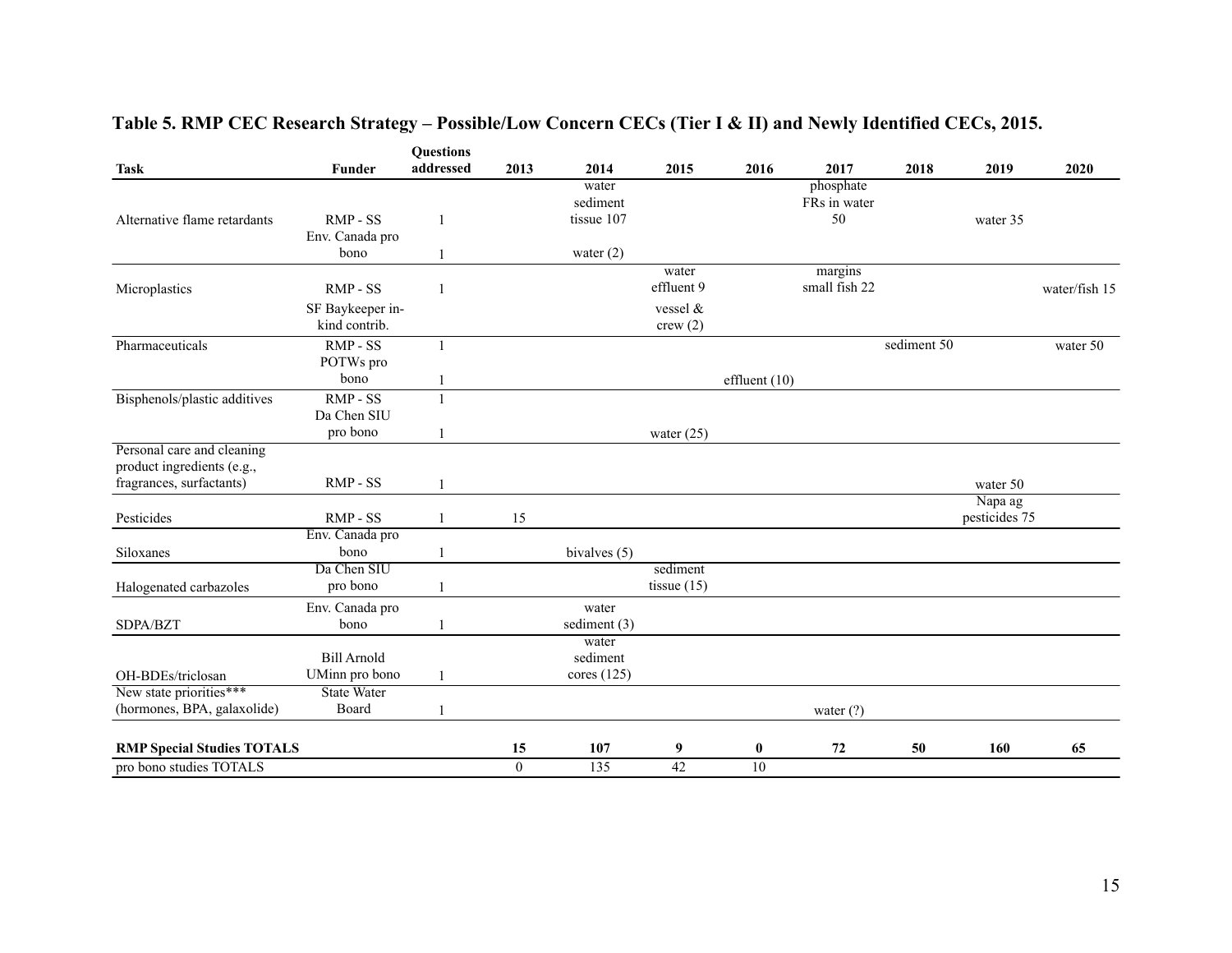**Table 5. RMP CEC Research Strategy – Possible/Low Concern CECs (Tier I & II) and Newly Identified CECs, 2015.**

| Task | Funder | Questions addressed | 2013 | 2014 | 2015 | 2016 | 2017 | 2018 | 2019 | 2020 |
|---|---|---|---|---|---|---|---|---|---|---|
| Alternative flame retardants | RMP - SS | 1 | | water sediment tissue 107 | | | phosphate FRs in water 50 | | water 35 | |
| | Env. Canada pro bono | 1 | | water (2) | | | | | | |
| Microplastics | RMP - SS | 1 | | | water effluent 9 | | margins small fish 22 | | | water/fish 15 |
| | SF Baykeeper in-kind contrib. | | | | vessel & crew (2) | | | | | |
| Pharmaceuticals | RMP - SS | 1 | | | | | | sediment 50 | | water 50 |
| | POTWs pro bono | 1 | | | | effluent (10) | | | | |
| Bisphenols/plastic additives | RMP - SS | 1 | | | | | | | | |
| | Da Chen SIU pro bono | 1 | | | water (25) | | | | | |
| Personal care and cleaning product ingredients (e.g., fragrances, surfactants) | RMP - SS | 1 | | | | | | | water 50 | |
| Pesticides | RMP - SS | 1 | 15 | | | | | | Napa ag pesticides 75 | |
| Siloxanes | Env. Canada pro bono | 1 | | bivalves (5) | | | | | | |
| Halogenated carbazoles | Da Chen SIU pro bono | 1 | | | sediment tissue (15) | | | | | |
| SDPA/BZT | Env. Canada pro bono | 1 | | water sediment (3) | | | | | | |
| OH-BDEs/triclosan | Bill Arnold UMinn pro bono | 1 | | water sediment cores (125) | | | | | | |
| New state priorities*** (hormones, BPA, galaxolide) | State Water Board | 1 | | | | | water (?) | | | |
| **RMP Special Studies TOTALS** | | | **15** | **107** | **9** | **0** | **72** | **50** | **160** | **65** |
| pro bono studies TOTALS | | | 0 | 135 | 42 | 10 | | | | |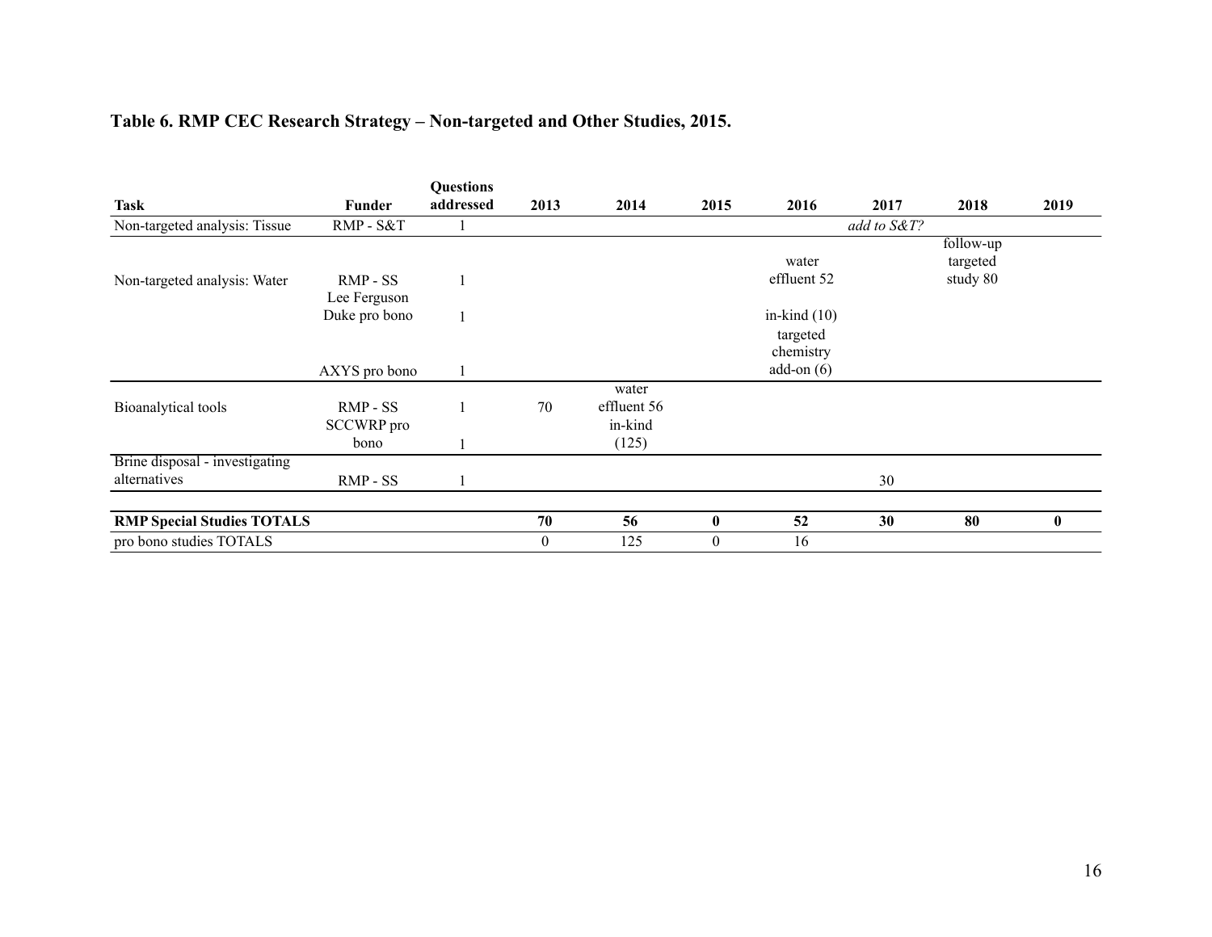**Table 6. RMP CEC Research Strategy – Non-targeted and Other Studies, 2015.**

| Task | Funder | Questions addressed | 2013 | 2014 | 2015 | 2016 | 2017 | 2018 | 2019 |
|---|---|---|---|---|---|---|---|---|---|
| Non-targeted analysis: Tissue | RMP - S&T | 1 | | | | | *add to S&T?* | | |
| Non-targeted analysis: Water | RMP - SS | 1 | | | | water effluent 52 | | follow-up targeted study 80 | |
| | Lee Ferguson Duke pro bono | 1 | | | | in-kind (10) | | | |
| | AXYS pro bono | 1 | | | | targeted chemistry add-on (6) | | | |
| Bioanalytical tools | RMP - SS | 1 | 70 | water effluent 56 | | | | | |
| | SCCWRP pro bono | 1 | | in-kind (125) | | | | | |
| Brine disposal - investigating alternatives | RMP - SS | 1 | | | | | 30 | | |
| **RMP Special Studies TOTALS** | | | **70** | **56** | **0** | **52** | **30** | **80** | **0** |
| pro bono studies TOTALS | | | 0 | 125 | 0 | 16 | | | |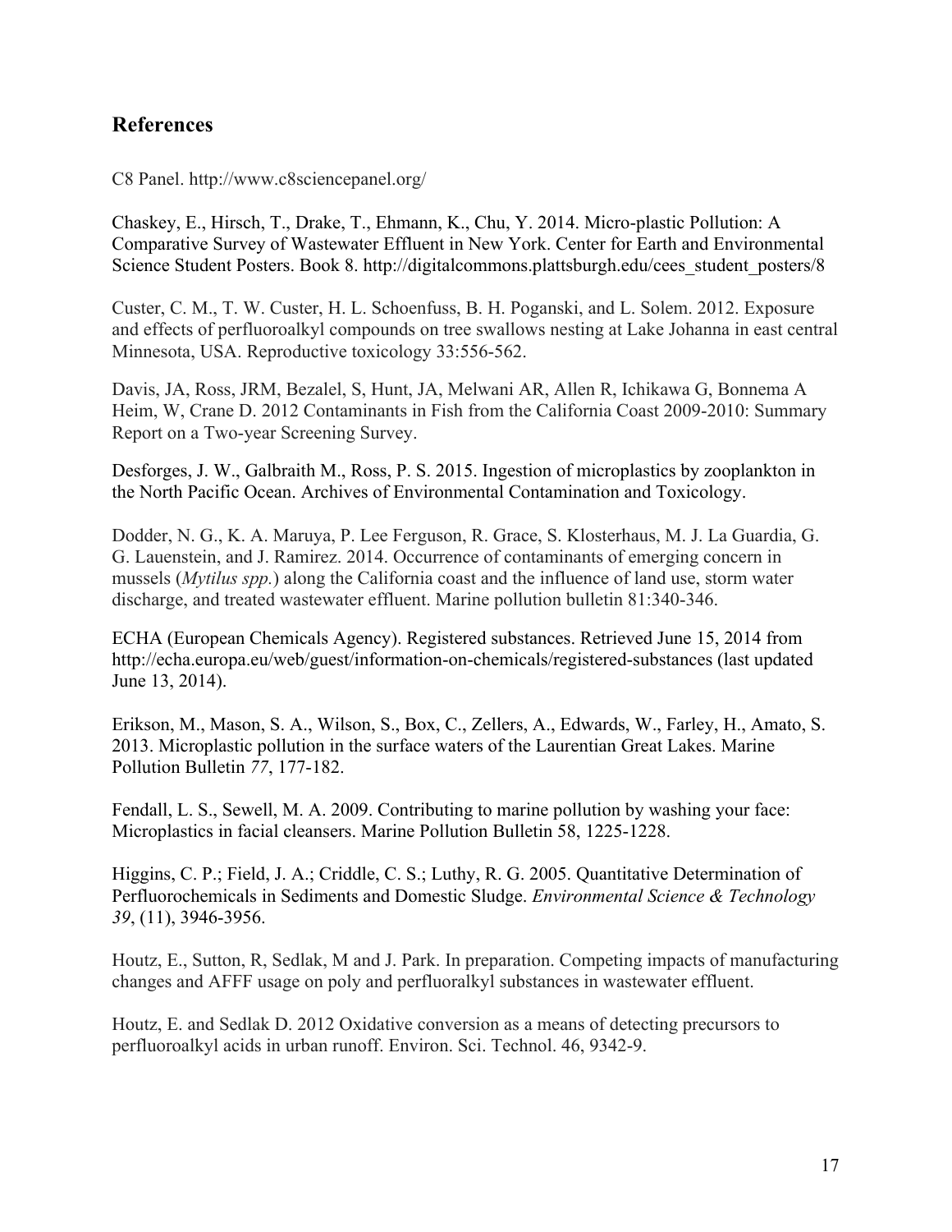## References

C8 Panel. http://www.c8sciencepanel.org/

Chaskey, E., Hirsch, T., Drake, T., Ehmann, K., Chu, Y. 2014. Micro-plastic Pollution: A Comparative Survey of Wastewater Effluent in New York. Center for Earth and Environmental Science Student Posters. Book 8. http://digitalcommons.plattsburgh.edu/cees_student_posters/8

Custer, C. M., T. W. Custer, H. L. Schoenfuss, B. H. Poganski, and L. Solem. 2012. Exposure and effects of perfluoroalkyl compounds on tree swallows nesting at Lake Johanna in east central Minnesota, USA. Reproductive toxicology 33:556-562.

Davis, JA, Ross, JRM, Bezalel, S, Hunt, JA, Melwani AR, Allen R, Ichikawa G, Bonnema A Heim, W, Crane D. 2012 Contaminants in Fish from the California Coast 2009-2010: Summary Report on a Two-year Screening Survey.

Desforges, J. W., Galbraith M., Ross, P. S. 2015. Ingestion of microplastics by zooplankton in the North Pacific Ocean. Archives of Environmental Contamination and Toxicology.

Dodder, N. G., K. A. Maruya, P. Lee Ferguson, R. Grace, S. Klosterhaus, M. J. La Guardia, G. G. Lauenstein, and J. Ramirez. 2014. Occurrence of contaminants of emerging concern in mussels (*Mytilus spp.*) along the California coast and the influence of land use, storm water discharge, and treated wastewater effluent. Marine pollution bulletin 81:340-346.

ECHA (European Chemicals Agency). Registered substances. Retrieved June 15, 2014 from http://echa.europa.eu/web/guest/information-on-chemicals/registered-substances (last updated June 13, 2014).

Erikson, M., Mason, S. A., Wilson, S., Box, C., Zellers, A., Edwards, W., Farley, H., Amato, S. 2013. Microplastic pollution in the surface waters of the Laurentian Great Lakes. Marine Pollution Bulletin *77*, 177-182.

Fendall, L. S., Sewell, M. A. 2009. Contributing to marine pollution by washing your face: Microplastics in facial cleansers. Marine Pollution Bulletin 58, 1225-1228.

Higgins, C. P.; Field, J. A.; Criddle, C. S.; Luthy, R. G. 2005. Quantitative Determination of Perfluorochemicals in Sediments and Domestic Sludge. *Environmental Science & Technology 39*, (11), 3946-3956.

Houtz, E., Sutton, R, Sedlak, M and J. Park. In preparation. Competing impacts of manufacturing changes and AFFF usage on poly and perfluoralkyl substances in wastewater effluent.

Houtz, E. and Sedlak D. 2012 Oxidative conversion as a means of detecting precursors to perfluoroalkyl acids in urban runoff. Environ. Sci. Technol. 46, 9342-9.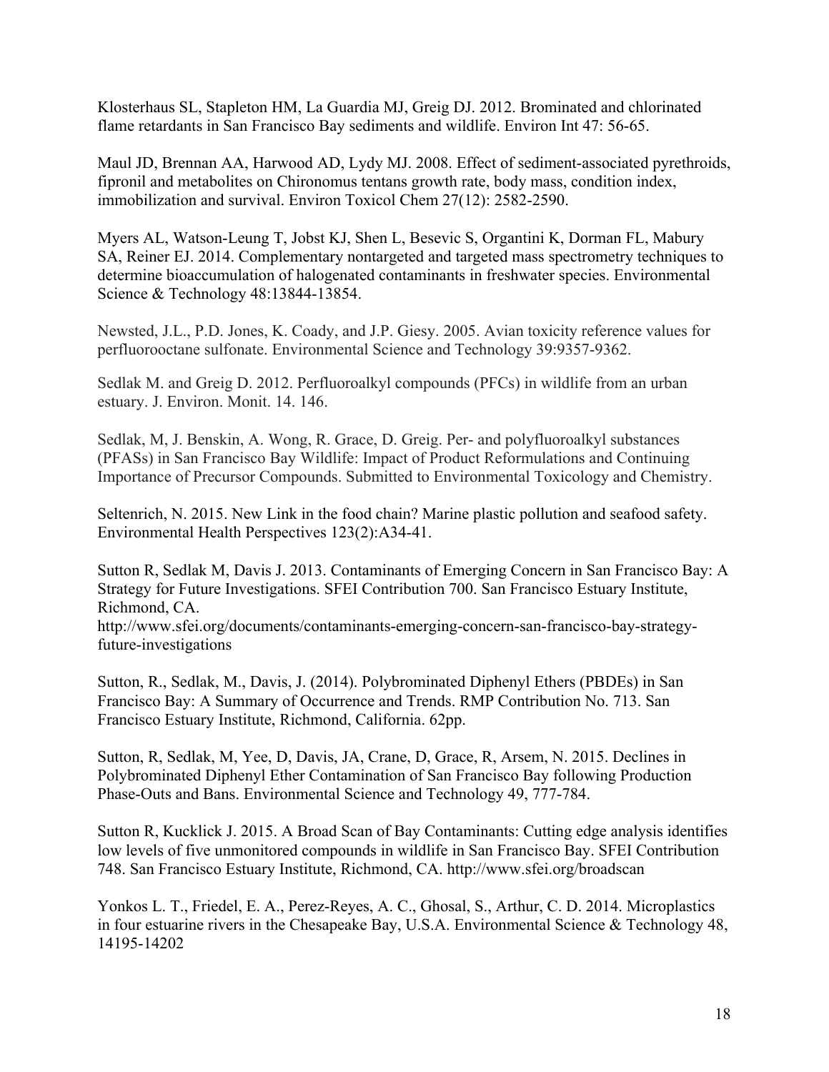Klosterhaus SL, Stapleton HM, La Guardia MJ, Greig DJ. 2012. Brominated and chlorinated flame retardants in San Francisco Bay sediments and wildlife. Environ Int 47: 56-65.

Maul JD, Brennan AA, Harwood AD, Lydy MJ. 2008. Effect of sediment-associated pyrethroids, fipronil and metabolites on Chironomus tentans growth rate, body mass, condition index, immobilization and survival. Environ Toxicol Chem 27(12): 2582-2590.

Myers AL, Watson-Leung T, Jobst KJ, Shen L, Besevic S, Organtini K, Dorman FL, Mabury SA, Reiner EJ. 2014. Complementary nontargeted and targeted mass spectrometry techniques to determine bioaccumulation of halogenated contaminants in freshwater species. Environmental Science & Technology 48:13844-13854.

Newsted, J.L., P.D. Jones, K. Coady, and J.P. Giesy. 2005. Avian toxicity reference values for perfluorooctane sulfonate. Environmental Science and Technology 39:9357-9362.

Sedlak M. and Greig D. 2012. Perfluoroalkyl compounds (PFCs) in wildlife from an urban estuary. J. Environ. Monit. 14. 146.

Sedlak, M, J. Benskin, A. Wong, R. Grace, D. Greig. Per- and polyfluoroalkyl substances (PFASs) in San Francisco Bay Wildlife: Impact of Product Reformulations and Continuing Importance of Precursor Compounds. Submitted to Environmental Toxicology and Chemistry.

Seltenrich, N. 2015. New Link in the food chain? Marine plastic pollution and seafood safety. Environmental Health Perspectives 123(2):A34-41.

Sutton R, Sedlak M, Davis J. 2013. Contaminants of Emerging Concern in San Francisco Bay: A Strategy for Future Investigations. SFEI Contribution 700. San Francisco Estuary Institute, Richmond, CA.
http://www.sfei.org/documents/contaminants-emerging-concern-san-francisco-bay-strategy-future-investigations

Sutton, R., Sedlak, M., Davis, J. (2014). Polybrominated Diphenyl Ethers (PBDEs) in San Francisco Bay: A Summary of Occurrence and Trends. RMP Contribution No. 713. San Francisco Estuary Institute, Richmond, California. 62pp.

Sutton, R, Sedlak, M, Yee, D, Davis, JA, Crane, D, Grace, R, Arsem, N. 2015. Declines in Polybrominated Diphenyl Ether Contamination of San Francisco Bay following Production Phase-Outs and Bans. Environmental Science and Technology 49, 777-784.

Sutton R, Kucklick J. 2015. A Broad Scan of Bay Contaminants: Cutting edge analysis identifies low levels of five unmonitored compounds in wildlife in San Francisco Bay. SFEI Contribution 748. San Francisco Estuary Institute, Richmond, CA. http://www.sfei.org/broadscan

Yonkos L. T., Friedel, E. A., Perez-Reyes, A. C., Ghosal, S., Arthur, C. D. 2014. Microplastics in four estuarine rivers in the Chesapeake Bay, U.S.A. Environmental Science & Technology 48, 14195-14202